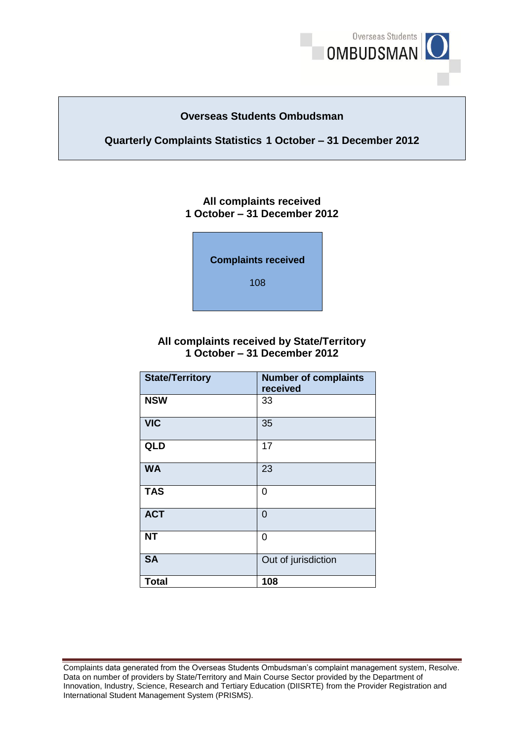Overseas Students OMBUDSMAN

# Overseas Students Ombudsman

## Quarterly Complaints Statistics 1 October – 31 December 2012

### All complaints received
### 1 October – 31 December 2012

| Complaints received |
|---|
| 108 |

### All complaints received by State/Territory
### 1 October – 31 December 2012

| State/Territory | Number of complaints received |
|---|---|
| **NSW** | 33 |
| **VIC** | 35 |
| **QLD** | 17 |
| **WA** | 23 |
| **TAS** | 0 |
| **ACT** | 0 |
| **NT** | 0 |
| **SA** | Out of jurisdiction |
| **Total** | **108** |

Complaints data generated from the Overseas Students Ombudsman's complaint management system, Resolve. Data on number of providers by State/Territory and Main Course Sector provided by the Department of Innovation, Industry, Science, Research and Tertiary Education (DIISRTE) from the Provider Registration and International Student Management System (PRISMS).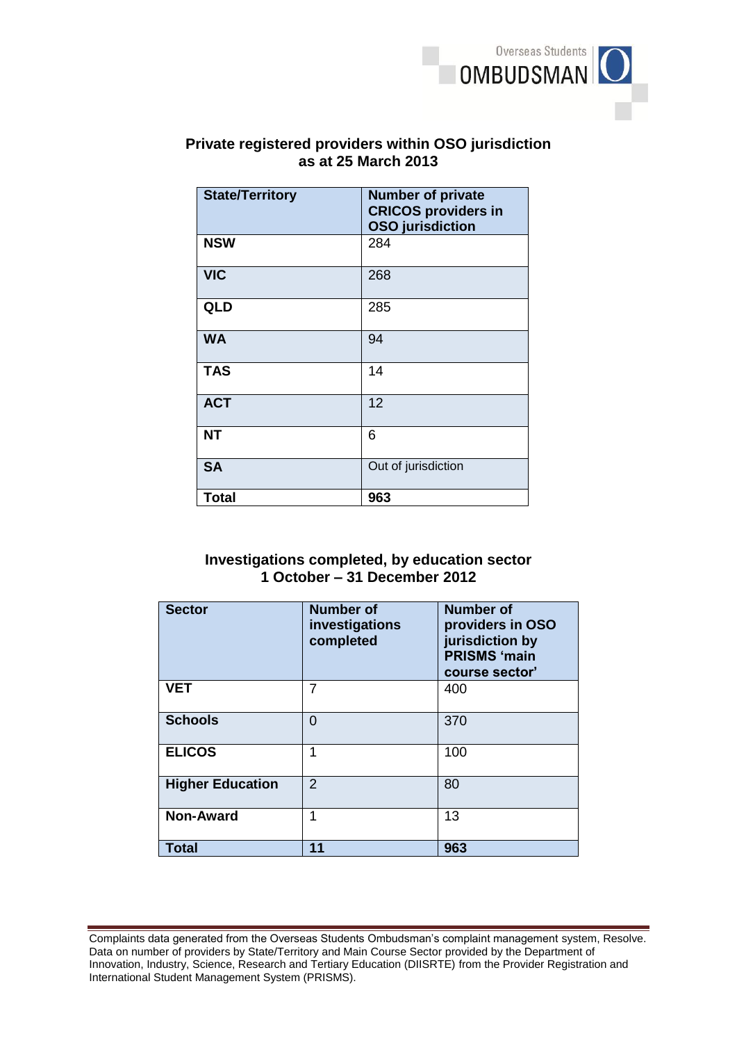## Private registered providers within OSO jurisdiction as at 25 March 2013

| State/Territory | Number of private CRICOS providers in OSO jurisdiction |
|---|---|
| **NSW** | 284 |
| **VIC** | 268 |
| **QLD** | 285 |
| **WA** | 94 |
| **TAS** | 14 |
| **ACT** | 12 |
| **NT** | 6 |
| **SA** | Out of jurisdiction |
| **Total** | **963** |

## Investigations completed, by education sector 1 October – 31 December 2012

| Sector | Number of investigations completed | Number of providers in OSO jurisdiction by PRISMS 'main course sector' |
|---|---|---|
| **VET** | 7 | 400 |
| **Schools** | 0 | 370 |
| **ELICOS** | 1 | 100 |
| **Higher Education** | 2 | 80 |
| **Non-Award** | 1 | 13 |
| **Total** | **11** | **963** |

Complaints data generated from the Overseas Students Ombudsman's complaint management system, Resolve. Data on number of providers by State/Territory and Main Course Sector provided by the Department of Innovation, Industry, Science, Research and Tertiary Education (DIISRTE) from the Provider Registration and International Student Management System (PRISMS).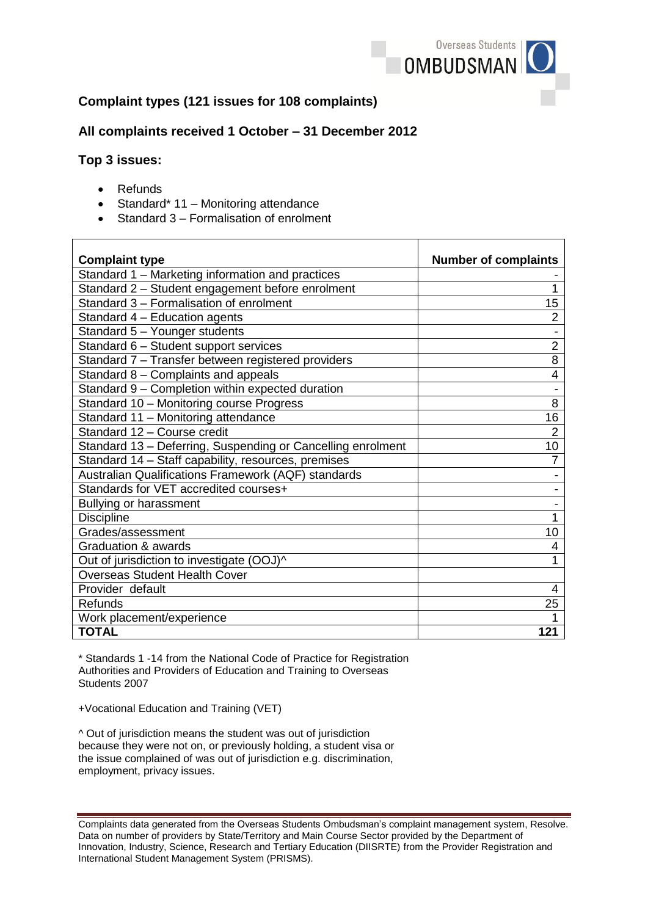## Complaint types (121 issues for 108 complaints)

## All complaints received 1 October – 31 December 2012

### Top 3 issues:

- Refunds
- Standard* 11 – Monitoring attendance
- Standard 3 – Formalisation of enrolment

| Complaint type | Number of complaints |
|---|---|
| Standard 1 – Marketing information and practices | - |
| Standard 2 – Student engagement before enrolment | 1 |
| Standard 3 – Formalisation of enrolment | 15 |
| Standard 4 – Education agents | 2 |
| Standard 5 – Younger students | - |
| Standard 6 – Student support services | 2 |
| Standard 7 – Transfer between registered providers | 8 |
| Standard 8 – Complaints and appeals | 4 |
| Standard 9 – Completion within expected duration | - |
| Standard 10 – Monitoring course Progress | 8 |
| Standard 11 – Monitoring attendance | 16 |
| Standard 12 – Course credit | 2 |
| Standard 13 – Deferring, Suspending or Cancelling enrolment | 10 |
| Standard 14 – Staff capability, resources, premises | 7 |
| Australian Qualifications Framework (AQF) standards | - |
| Standards for VET accredited courses+ | - |
| Bullying or harassment | - |
| Discipline | 1 |
| Grades/assessment | 10 |
| Graduation & awards | 4 |
| Out of jurisdiction to investigate (OOJ)^ | 1 |
| Overseas Student Health Cover | |
| Provider default | 4 |
| Refunds | 25 |
| Work placement/experience | 1 |
| **TOTAL** | **121** |

* Standards 1 -14 from the National Code of Practice for Registration Authorities and Providers of Education and Training to Overseas Students 2007

+Vocational Education and Training (VET)

^ Out of jurisdiction means the student was out of jurisdiction because they were not on, or previously holding, a student visa or the issue complained of was out of jurisdiction e.g. discrimination, employment, privacy issues.

Complaints data generated from the Overseas Students Ombudsman's complaint management system, Resolve. Data on number of providers by State/Territory and Main Course Sector provided by the Department of Innovation, Industry, Science, Research and Tertiary Education (DIISRTE) from the Provider Registration and International Student Management System (PRISMS).